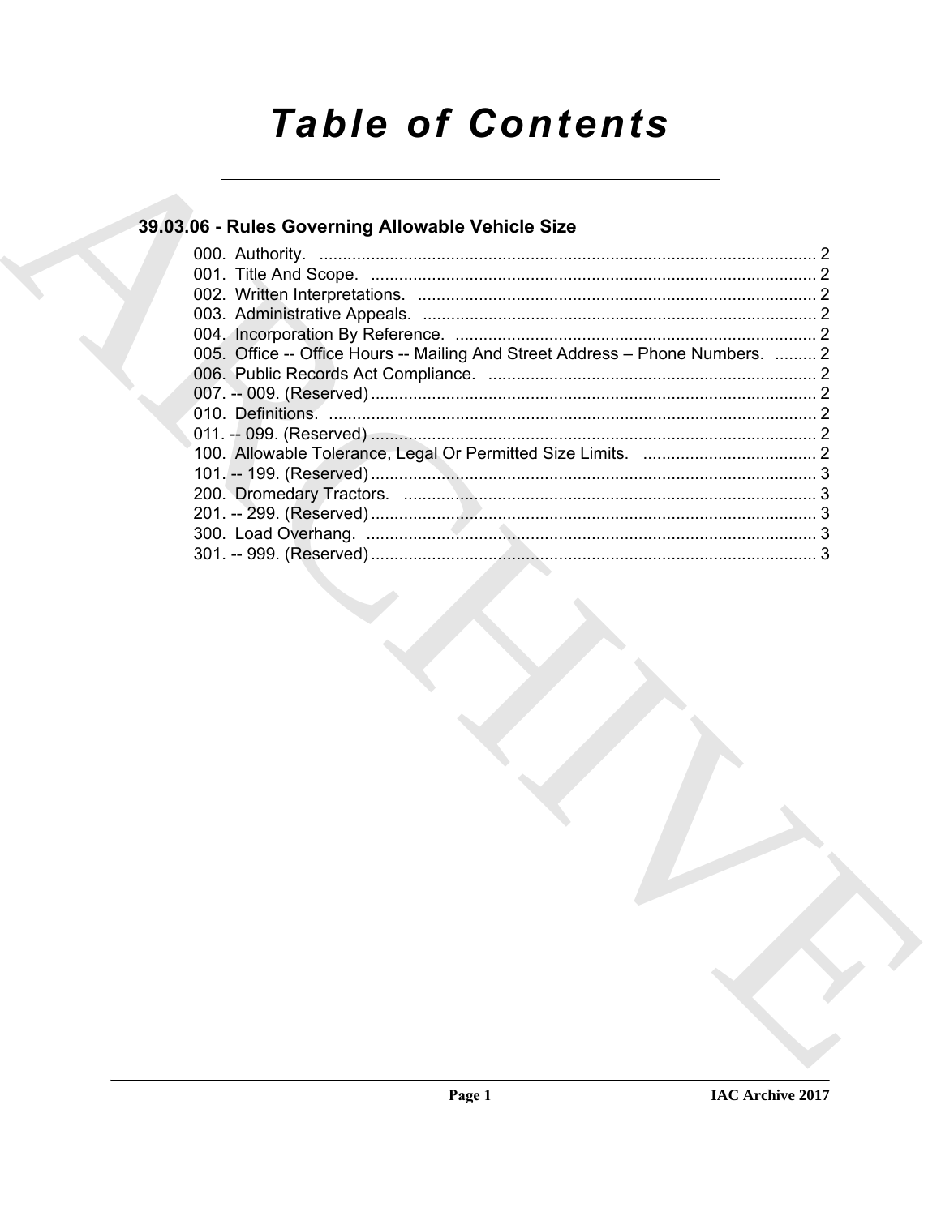# Table of Contents

## 39.03.06 - Rules Governing Allowable Vehicle Size

000. Authority. .......................................................................................................... 2
001. Title And Scope. ............................................................................................... 2
002. Written Interpretations. ..................................................................................... 2
003. Administrative Appeals. .................................................................................... 2
004. Incorporation By Reference. ............................................................................. 2
005. Office -- Office Hours -- Mailing And Street Address – Phone Numbers. ......... 2
006. Public Records Act Compliance. ...................................................................... 2
007. -- 009. (Reserved) ............................................................................................... 2
010. Definitions. ........................................................................................................ 2
011. -- 099. (Reserved) ............................................................................................... 2
100. Allowable Tolerance, Legal Or Permitted Size Limits. ..................................... 2
101. -- 199. (Reserved) ............................................................................................... 3
200. Dromedary Tractors. ......................................................................................... 3
201. -- 299. (Reserved) ............................................................................................... 3
300. Load Overhang. ................................................................................................ 3
301. -- 999. (Reserved) ............................................................................................... 3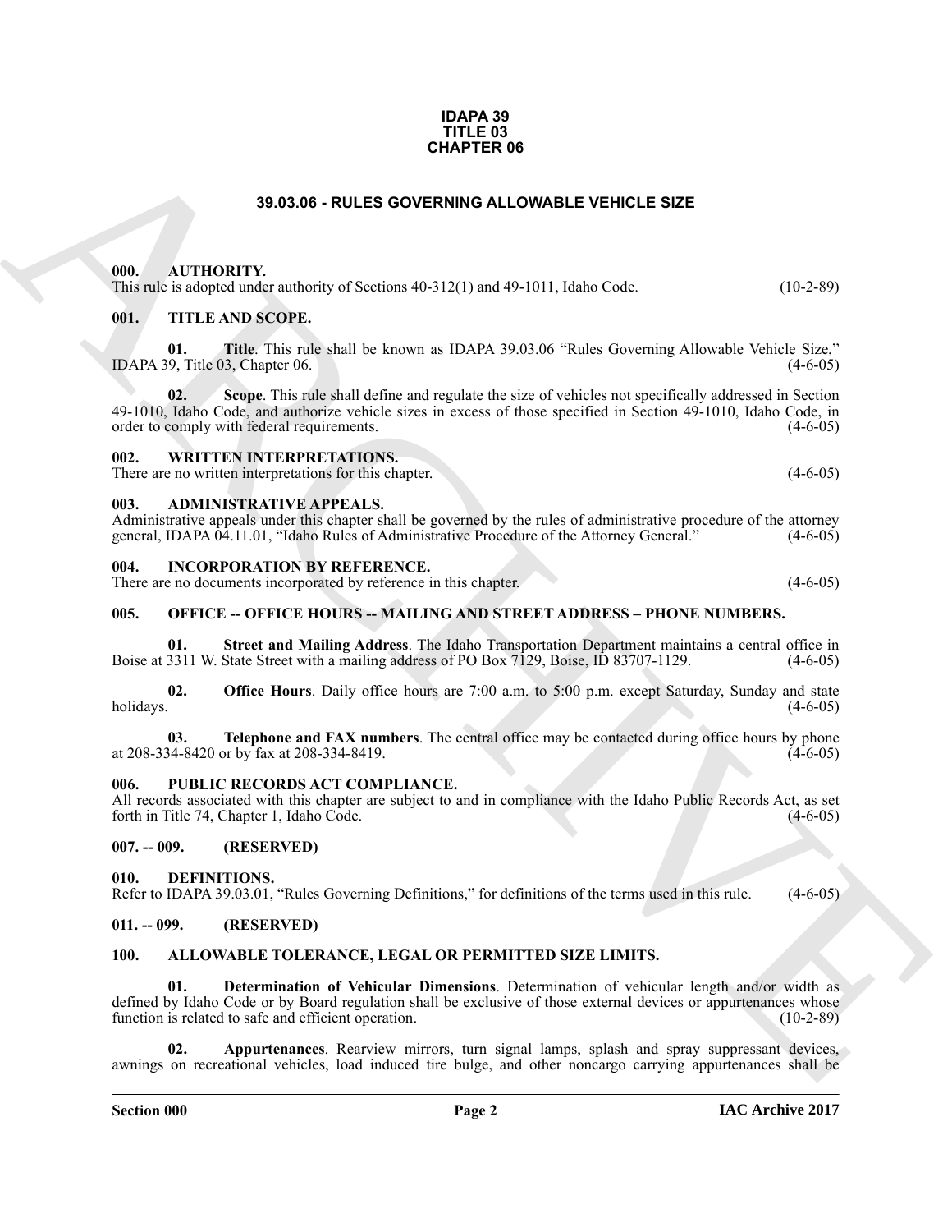**IDAPA 39**
**TITLE 03**
**CHAPTER 06**

# 39.03.06 - RULES GOVERNING ALLOWABLE VEHICLE SIZE

## 000. AUTHORITY.

This rule is adopted under authority of Sections 40-312(1) and 49-1011, Idaho Code. (10-2-89)

## 001. TITLE AND SCOPE.

**01. Title**. This rule shall be known as IDAPA 39.03.06 "Rules Governing Allowable Vehicle Size," IDAPA 39, Title 03, Chapter 06. (4-6-05)

**02. Scope**. This rule shall define and regulate the size of vehicles not specifically addressed in Section 49-1010, Idaho Code, and authorize vehicle sizes in excess of those specified in Section 49-1010, Idaho Code, in order to comply with federal requirements. (4-6-05)

## 002. WRITTEN INTERPRETATIONS.

There are no written interpretations for this chapter. (4-6-05)

## 003. ADMINISTRATIVE APPEALS.

Administrative appeals under this chapter shall be governed by the rules of administrative procedure of the attorney general, IDAPA 04.11.01, "Idaho Rules of Administrative Procedure of the Attorney General." (4-6-05)

## 004. INCORPORATION BY REFERENCE.

There are no documents incorporated by reference in this chapter. (4-6-05)

## 005. OFFICE -- OFFICE HOURS -- MAILING AND STREET ADDRESS – PHONE NUMBERS.

**01. Street and Mailing Address**. The Idaho Transportation Department maintains a central office in Boise at 3311 W. State Street with a mailing address of PO Box 7129, Boise, ID 83707-1129. (4-6-05)

**02. Office Hours**. Daily office hours are 7:00 a.m. to 5:00 p.m. except Saturday, Sunday and state holidays. (4-6-05)

**03. Telephone and FAX numbers**. The central office may be contacted during office hours by phone at 208-334-8420 or by fax at 208-334-8419. (4-6-05)

## 006. PUBLIC RECORDS ACT COMPLIANCE.

All records associated with this chapter are subject to and in compliance with the Idaho Public Records Act, as set forth in Title 74, Chapter 1, Idaho Code. (4-6-05)

## 007. -- 009. (RESERVED)

## 010. DEFINITIONS.

Refer to IDAPA 39.03.01, "Rules Governing Definitions," for definitions of the terms used in this rule. (4-6-05)

## 011. -- 099. (RESERVED)

## 100. ALLOWABLE TOLERANCE, LEGAL OR PERMITTED SIZE LIMITS.

**01. Determination of Vehicular Dimensions**. Determination of vehicular length and/or width as defined by Idaho Code or by Board regulation shall be exclusive of those external devices or appurtenances whose function is related to safe and efficient operation. (10-2-89)

**02. Appurtenances**. Rearview mirrors, turn signal lamps, splash and spray suppressant devices, awnings on recreational vehicles, load induced tire bulge, and other noncargo carrying appurtenances shall be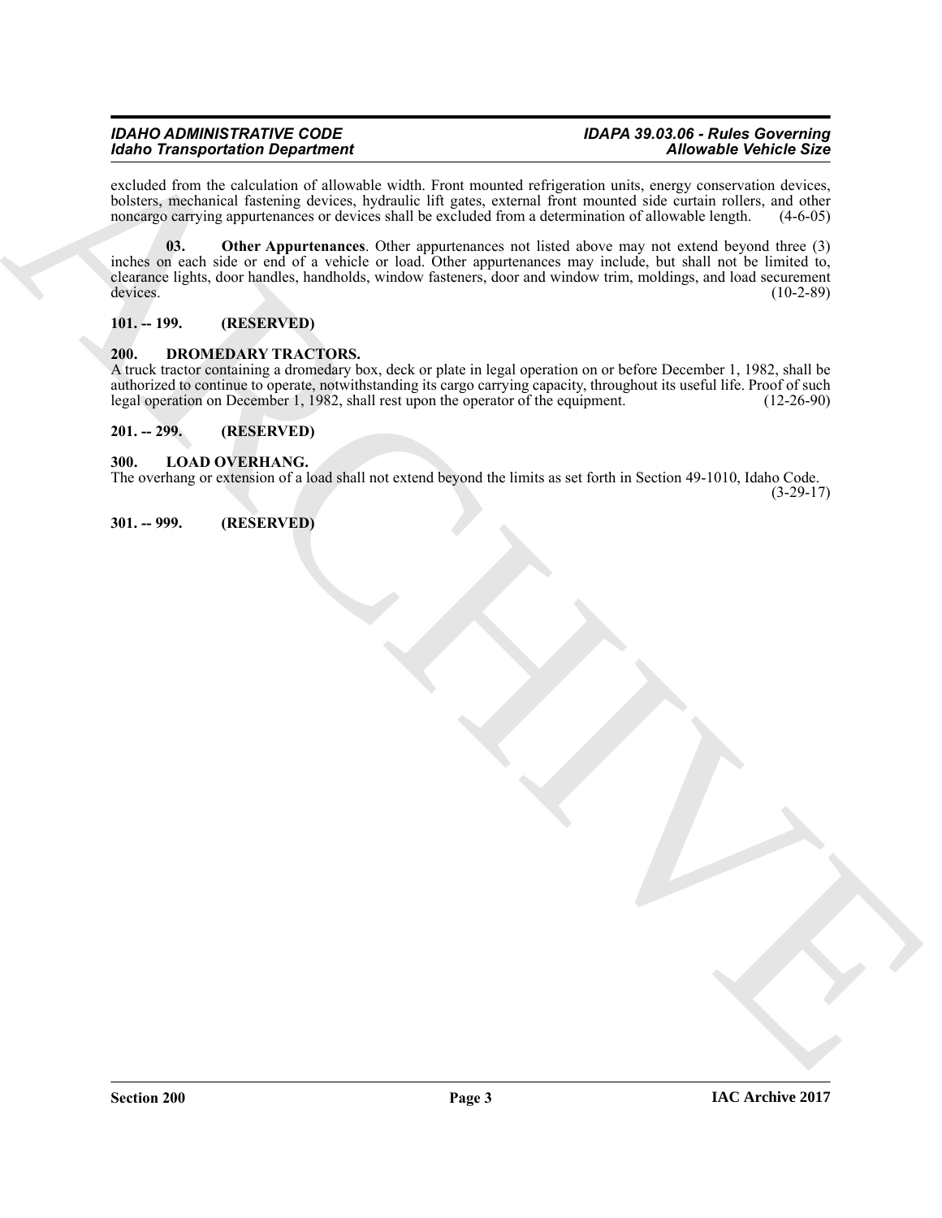excluded from the calculation of allowable width. Front mounted refrigeration units, energy conservation devices, bolsters, mechanical fastening devices, hydraulic lift gates, external front mounted side curtain rollers, and other noncargo carrying appurtenances or devices shall be excluded from a determination of allowable length. (4-6-05)

**03. Other Appurtenances**. Other appurtenances not listed above may not extend beyond three (3) inches on each side or end of a vehicle or load. Other appurtenances may include, but shall not be limited to, clearance lights, door handles, handholds, window fasteners, door and window trim, moldings, and load securement devices. (10-2-89)

## 101. -- 199. (RESERVED)

## 200. DROMEDARY TRACTORS.

A truck tractor containing a dromedary box, deck or plate in legal operation on or before December 1, 1982, shall be authorized to continue to operate, notwithstanding its cargo carrying capacity, throughout its useful life. Proof of such legal operation on December 1, 1982, shall rest upon the operator of the equipment. (12-26-90)

## 201. -- 299. (RESERVED)

## 300. LOAD OVERHANG.

The overhang or extension of a load shall not extend beyond the limits as set forth in Section 49-1010, Idaho Code. (3-29-17)

## 301. -- 999. (RESERVED)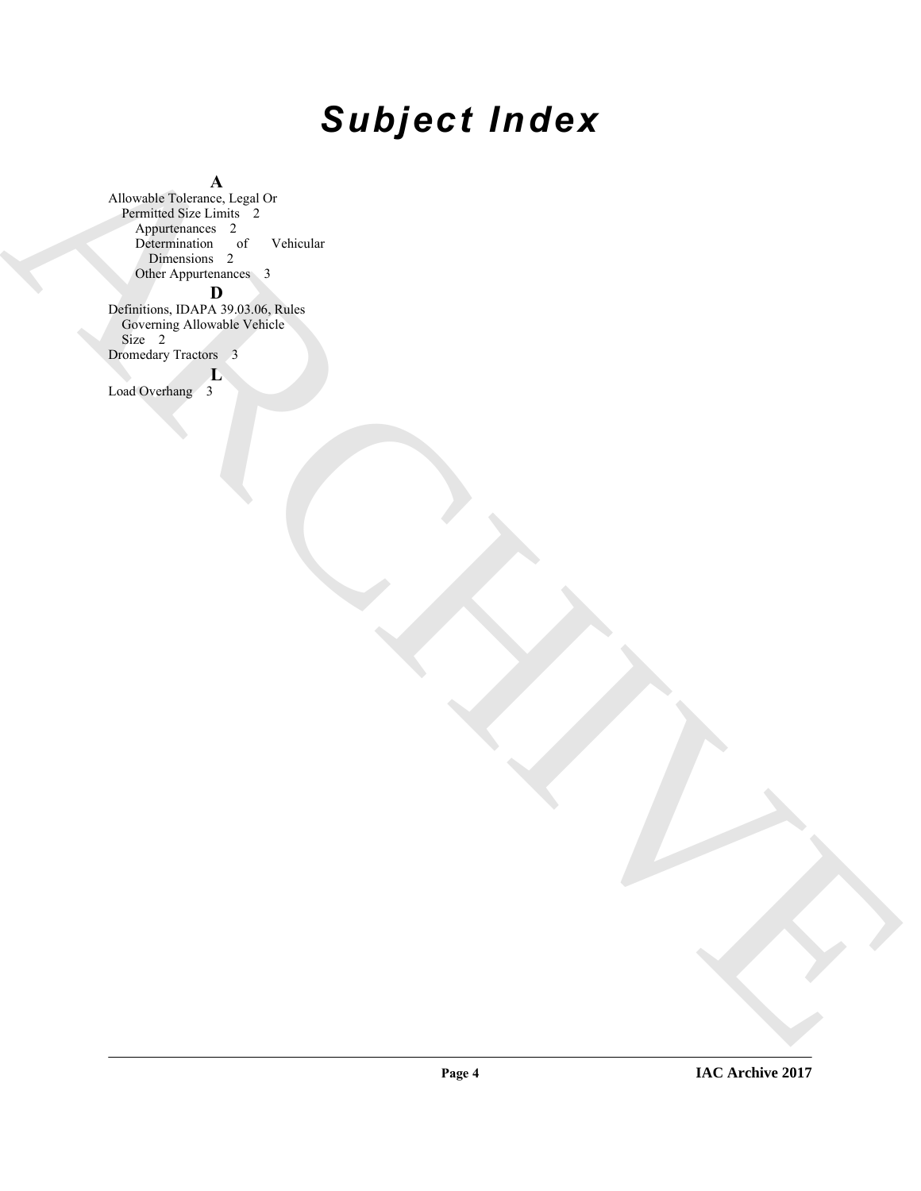# *Subject Index*

**A**

Allowable Tolerance, Legal Or Permitted Size Limits 2
- Appurtenances 2
- Determination of Vehicular Dimensions 2
- Other Appurtenances 3

**D**

Definitions, IDAPA 39.03.06, Rules Governing Allowable Vehicle Size 2

Dromedary Tractors 3

**L**

Load Overhang 3